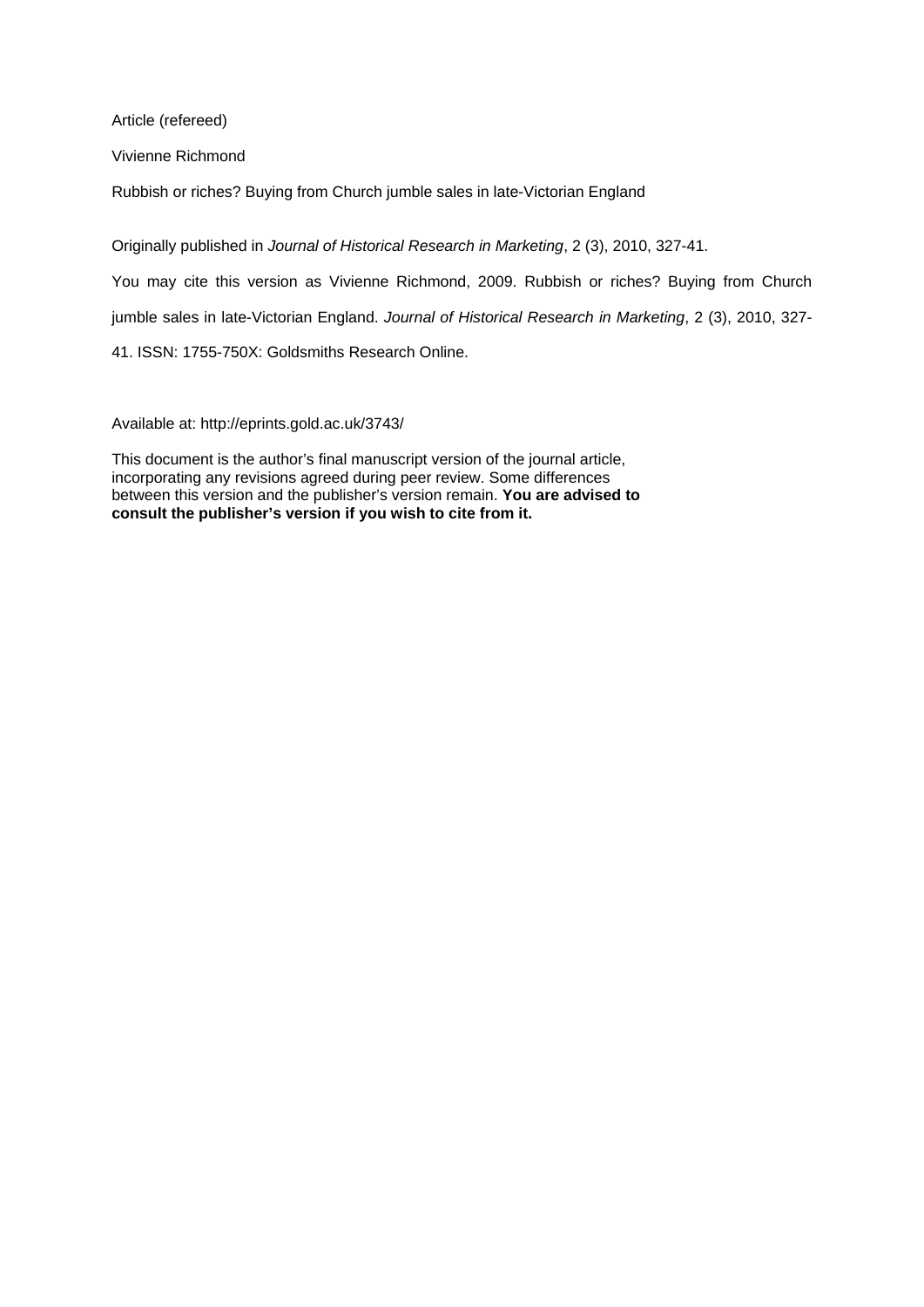Article (refereed)

Vivienne Richmond

Rubbish or riches? Buying from Church jumble sales in late-Victorian England

Originally published in *Journal of Historical Research in Marketing*, 2 (3), 2010, 327-41.

You may cite this version as Vivienne Richmond, 2009. Rubbish or riches? Buying from Church jumble sales in late-Victorian England. *Journal of Historical Research in Marketing*, 2 (3), 2010, 327-41. ISSN: 1755-750X: Goldsmiths Research Online.

Available at: http://eprints.gold.ac.uk/3743/

This document is the author's final manuscript version of the journal article, incorporating any revisions agreed during peer review. Some differences between this version and the publisher's version remain. **You are advised to consult the publisher's version if you wish to cite from it.**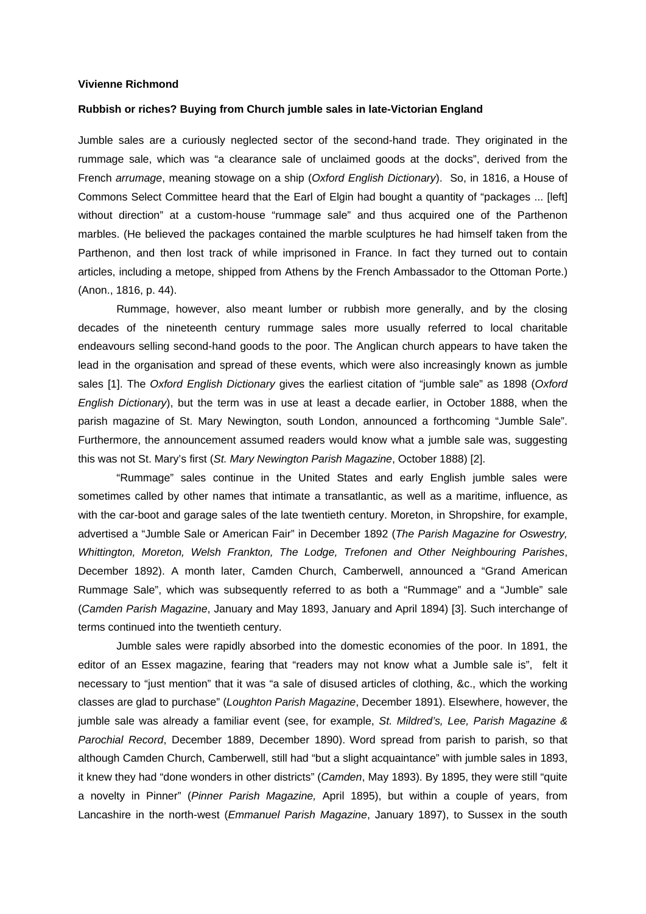**Vivienne Richmond**

**Rubbish or riches? Buying from Church jumble sales in late-Victorian England**

Jumble sales are a curiously neglected sector of the second-hand trade. They originated in the rummage sale, which was "a clearance sale of unclaimed goods at the docks", derived from the French *arrumage*, meaning stowage on a ship (*Oxford English Dictionary*). So, in 1816, a House of Commons Select Committee heard that the Earl of Elgin had bought a quantity of "packages ... [left] without direction" at a custom-house "rummage sale" and thus acquired one of the Parthenon marbles. (He believed the packages contained the marble sculptures he had himself taken from the Parthenon, and then lost track of while imprisoned in France. In fact they turned out to contain articles, including a metope, shipped from Athens by the French Ambassador to the Ottoman Porte.) (Anon., 1816, p. 44).

Rummage, however, also meant lumber or rubbish more generally, and by the closing decades of the nineteenth century rummage sales more usually referred to local charitable endeavours selling second-hand goods to the poor. The Anglican church appears to have taken the lead in the organisation and spread of these events, which were also increasingly known as jumble sales [1]. The *Oxford English Dictionary* gives the earliest citation of "jumble sale" as 1898 (*Oxford English Dictionary*), but the term was in use at least a decade earlier, in October 1888, when the parish magazine of St. Mary Newington, south London, announced a forthcoming "Jumble Sale". Furthermore, the announcement assumed readers would know what a jumble sale was, suggesting this was not St. Mary's first (*St. Mary Newington Parish Magazine*, October 1888) [2].

"Rummage" sales continue in the United States and early English jumble sales were sometimes called by other names that intimate a transatlantic, as well as a maritime, influence, as with the car-boot and garage sales of the late twentieth century. Moreton, in Shropshire, for example, advertised a "Jumble Sale or American Fair" in December 1892 (*The Parish Magazine for Oswestry, Whittington, Moreton, Welsh Frankton, The Lodge, Trefonen and Other Neighbouring Parishes*, December 1892). A month later, Camden Church, Camberwell, announced a "Grand American Rummage Sale", which was subsequently referred to as both a "Rummage" and a "Jumble" sale (*Camden Parish Magazine*, January and May 1893, January and April 1894) [3]. Such interchange of terms continued into the twentieth century.

Jumble sales were rapidly absorbed into the domestic economies of the poor. In 1891, the editor of an Essex magazine, fearing that "readers may not know what a Jumble sale is", felt it necessary to "just mention" that it was "a sale of disused articles of clothing, &c., which the working classes are glad to purchase" (*Loughton Parish Magazine*, December 1891). Elsewhere, however, the jumble sale was already a familiar event (see, for example, *St. Mildred's, Lee, Parish Magazine & Parochial Record*, December 1889, December 1890). Word spread from parish to parish, so that although Camden Church, Camberwell, still had "but a slight acquaintance" with jumble sales in 1893, it knew they had "done wonders in other districts" (*Camden*, May 1893). By 1895, they were still "quite a novelty in Pinner" (*Pinner Parish Magazine,* April 1895), but within a couple of years, from Lancashire in the north-west (*Emmanuel Parish Magazine*, January 1897), to Sussex in the south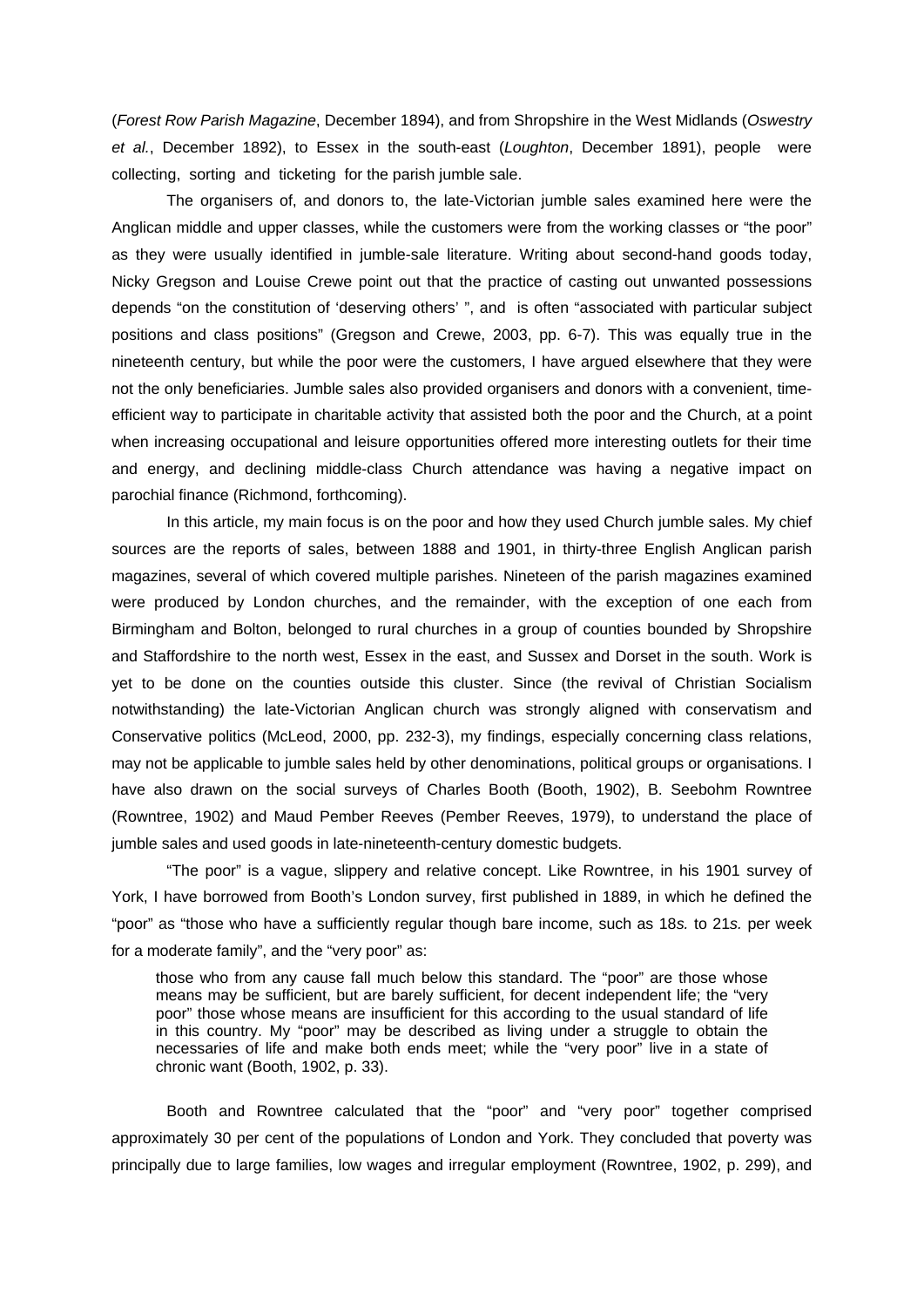(*Forest Row Parish Magazine*, December 1894), and from Shropshire in the West Midlands (*Oswestry et al.*, December 1892), to Essex in the south-east (*Loughton*, December 1891), people were collecting, sorting and ticketing for the parish jumble sale.

The organisers of, and donors to, the late-Victorian jumble sales examined here were the Anglican middle and upper classes, while the customers were from the working classes or "the poor" as they were usually identified in jumble-sale literature. Writing about second-hand goods today, Nicky Gregson and Louise Crewe point out that the practice of casting out unwanted possessions depends "on the constitution of 'deserving others' ", and is often "associated with particular subject positions and class positions" (Gregson and Crewe, 2003, pp. 6-7). This was equally true in the nineteenth century, but while the poor were the customers, I have argued elsewhere that they were not the only beneficiaries. Jumble sales also provided organisers and donors with a convenient, time-efficient way to participate in charitable activity that assisted both the poor and the Church, at a point when increasing occupational and leisure opportunities offered more interesting outlets for their time and energy, and declining middle-class Church attendance was having a negative impact on parochial finance (Richmond, forthcoming).

In this article, my main focus is on the poor and how they used Church jumble sales. My chief sources are the reports of sales, between 1888 and 1901, in thirty-three English Anglican parish magazines, several of which covered multiple parishes. Nineteen of the parish magazines examined were produced by London churches, and the remainder, with the exception of one each from Birmingham and Bolton, belonged to rural churches in a group of counties bounded by Shropshire and Staffordshire to the north west, Essex in the east, and Sussex and Dorset in the south. Work is yet to be done on the counties outside this cluster. Since (the revival of Christian Socialism notwithstanding) the late-Victorian Anglican church was strongly aligned with conservatism and Conservative politics (McLeod, 2000, pp. 232-3), my findings, especially concerning class relations, may not be applicable to jumble sales held by other denominations, political groups or organisations. I have also drawn on the social surveys of Charles Booth (Booth, 1902), B. Seebohm Rowntree (Rowntree, 1902) and Maud Pember Reeves (Pember Reeves, 1979), to understand the place of jumble sales and used goods in late-nineteenth-century domestic budgets.

"The poor" is a vague, slippery and relative concept. Like Rowntree, in his 1901 survey of York, I have borrowed from Booth's London survey, first published in 1889, in which he defined the "poor" as "those who have a sufficiently regular though bare income, such as 18*s.* to 21*s.* per week for a moderate family", and the "very poor" as:

> those who from any cause fall much below this standard. The "poor" are those whose means may be sufficient, but are barely sufficient, for decent independent life; the "very poor" those whose means are insufficient for this according to the usual standard of life in this country. My "poor" may be described as living under a struggle to obtain the necessaries of life and make both ends meet; while the "very poor" live in a state of chronic want (Booth, 1902, p. 33).

Booth and Rowntree calculated that the "poor" and "very poor" together comprised approximately 30 per cent of the populations of London and York. They concluded that poverty was principally due to large families, low wages and irregular employment (Rowntree, 1902, p. 299), and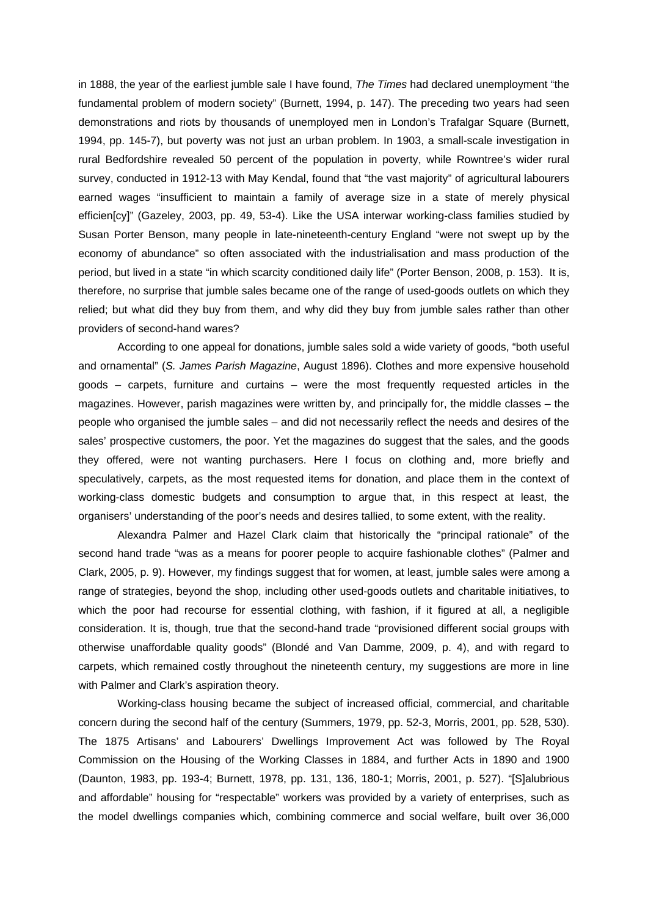in 1888, the year of the earliest jumble sale I have found, *The Times* had declared unemployment "the fundamental problem of modern society" (Burnett, 1994, p. 147). The preceding two years had seen demonstrations and riots by thousands of unemployed men in London's Trafalgar Square (Burnett, 1994, pp. 145-7), but poverty was not just an urban problem. In 1903, a small-scale investigation in rural Bedfordshire revealed 50 percent of the population in poverty, while Rowntree's wider rural survey, conducted in 1912-13 with May Kendal, found that "the vast majority" of agricultural labourers earned wages "insufficient to maintain a family of average size in a state of merely physical efficien[cy]" (Gazeley, 2003, pp. 49, 53-4). Like the USA interwar working-class families studied by Susan Porter Benson, many people in late-nineteenth-century England "were not swept up by the economy of abundance" so often associated with the industrialisation and mass production of the period, but lived in a state "in which scarcity conditioned daily life" (Porter Benson, 2008, p. 153). It is, therefore, no surprise that jumble sales became one of the range of used-goods outlets on which they relied; but what did they buy from them, and why did they buy from jumble sales rather than other providers of second-hand wares?

According to one appeal for donations, jumble sales sold a wide variety of goods, "both useful and ornamental" (*S. James Parish Magazine*, August 1896). Clothes and more expensive household goods – carpets, furniture and curtains – were the most frequently requested articles in the magazines. However, parish magazines were written by, and principally for, the middle classes – the people who organised the jumble sales – and did not necessarily reflect the needs and desires of the sales' prospective customers, the poor. Yet the magazines do suggest that the sales, and the goods they offered, were not wanting purchasers. Here I focus on clothing and, more briefly and speculatively, carpets, as the most requested items for donation, and place them in the context of working-class domestic budgets and consumption to argue that, in this respect at least, the organisers' understanding of the poor's needs and desires tallied, to some extent, with the reality.

Alexandra Palmer and Hazel Clark claim that historically the "principal rationale" of the second hand trade "was as a means for poorer people to acquire fashionable clothes" (Palmer and Clark, 2005, p. 9). However, my findings suggest that for women, at least, jumble sales were among a range of strategies, beyond the shop, including other used-goods outlets and charitable initiatives, to which the poor had recourse for essential clothing, with fashion, if it figured at all, a negligible consideration. It is, though, true that the second-hand trade "provisioned different social groups with otherwise unaffordable quality goods" (Blondé and Van Damme, 2009, p. 4), and with regard to carpets, which remained costly throughout the nineteenth century, my suggestions are more in line with Palmer and Clark's aspiration theory.

Working-class housing became the subject of increased official, commercial, and charitable concern during the second half of the century (Summers, 1979, pp. 52-3, Morris, 2001, pp. 528, 530). The 1875 Artisans' and Labourers' Dwellings Improvement Act was followed by The Royal Commission on the Housing of the Working Classes in 1884, and further Acts in 1890 and 1900 (Daunton, 1983, pp. 193-4; Burnett, 1978, pp. 131, 136, 180-1; Morris, 2001, p. 527). "[S]alubrious and affordable" housing for "respectable" workers was provided by a variety of enterprises, such as the model dwellings companies which, combining commerce and social welfare, built over 36,000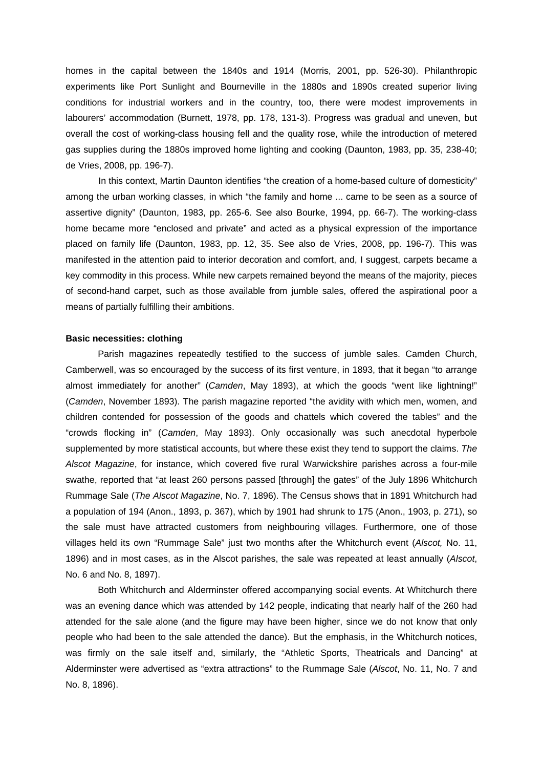homes in the capital between the 1840s and 1914 (Morris, 2001, pp. 526-30). Philanthropic experiments like Port Sunlight and Bourneville in the 1880s and 1890s created superior living conditions for industrial workers and in the country, too, there were modest improvements in labourers' accommodation (Burnett, 1978, pp. 178, 131-3). Progress was gradual and uneven, but overall the cost of working-class housing fell and the quality rose, while the introduction of metered gas supplies during the 1880s improved home lighting and cooking (Daunton, 1983, pp. 35, 238-40; de Vries, 2008, pp. 196-7).

In this context, Martin Daunton identifies "the creation of a home-based culture of domesticity" among the urban working classes, in which "the family and home ... came to be seen as a source of assertive dignity" (Daunton, 1983, pp. 265-6. See also Bourke, 1994, pp. 66-7). The working-class home became more "enclosed and private" and acted as a physical expression of the importance placed on family life (Daunton, 1983, pp. 12, 35. See also de Vries, 2008, pp. 196-7). This was manifested in the attention paid to interior decoration and comfort, and, I suggest, carpets became a key commodity in this process. While new carpets remained beyond the means of the majority, pieces of second-hand carpet, such as those available from jumble sales, offered the aspirational poor a means of partially fulfilling their ambitions.

**Basic necessities: clothing**

Parish magazines repeatedly testified to the success of jumble sales. Camden Church, Camberwell, was so encouraged by the success of its first venture, in 1893, that it began "to arrange almost immediately for another" (*Camden*, May 1893), at which the goods "went like lightning!" (*Camden*, November 1893). The parish magazine reported "the avidity with which men, women, and children contended for possession of the goods and chattels which covered the tables" and the "crowds flocking in" (*Camden*, May 1893). Only occasionally was such anecdotal hyperbole supplemented by more statistical accounts, but where these exist they tend to support the claims. *The Alscot Magazine*, for instance, which covered five rural Warwickshire parishes across a four-mile swathe, reported that "at least 260 persons passed [through] the gates" of the July 1896 Whitchurch Rummage Sale (*The Alscot Magazine*, No. 7, 1896). The Census shows that in 1891 Whitchurch had a population of 194 (Anon., 1893, p. 367), which by 1901 had shrunk to 175 (Anon., 1903, p. 271), so the sale must have attracted customers from neighbouring villages. Furthermore, one of those villages held its own "Rummage Sale" just two months after the Whitchurch event (*Alscot,* No. 11, 1896) and in most cases, as in the Alscot parishes, the sale was repeated at least annually (*Alscot*, No. 6 and No. 8, 1897).

Both Whitchurch and Alderminster offered accompanying social events. At Whitchurch there was an evening dance which was attended by 142 people, indicating that nearly half of the 260 had attended for the sale alone (and the figure may have been higher, since we do not know that only people who had been to the sale attended the dance). But the emphasis, in the Whitchurch notices, was firmly on the sale itself and, similarly, the "Athletic Sports, Theatricals and Dancing" at Alderminster were advertised as "extra attractions" to the Rummage Sale (*Alscot*, No. 11, No. 7 and No. 8, 1896).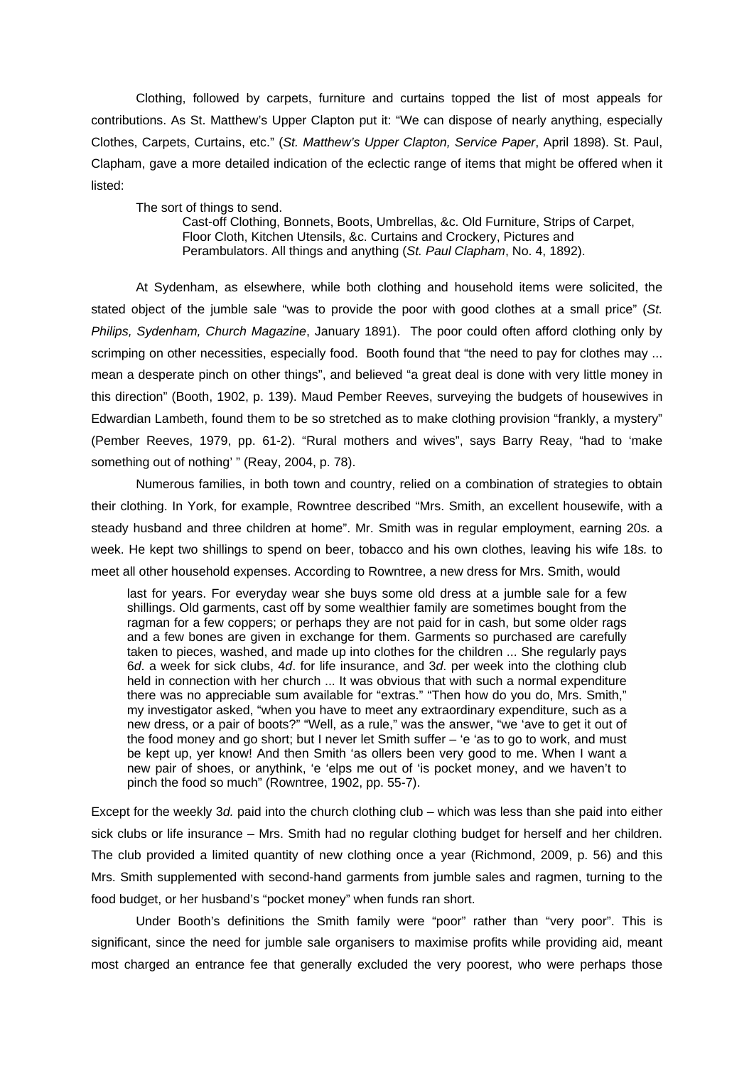Clothing, followed by carpets, furniture and curtains topped the list of most appeals for contributions. As St. Matthew's Upper Clapton put it: "We can dispose of nearly anything, especially Clothes, Carpets, Curtains, etc." (*St. Matthew's Upper Clapton, Service Paper*, April 1898). St. Paul, Clapham, gave a more detailed indication of the eclectic range of items that might be offered when it listed:

> The sort of things to send.
>
> > Cast-off Clothing, Bonnets, Boots, Umbrellas, &c. Old Furniture, Strips of Carpet, Floor Cloth, Kitchen Utensils, &c. Curtains and Crockery, Pictures and Perambulators. All things and anything (*St. Paul Clapham*, No. 4, 1892).

At Sydenham, as elsewhere, while both clothing and household items were solicited, the stated object of the jumble sale "was to provide the poor with good clothes at a small price" (*St. Philips, Sydenham, Church Magazine*, January 1891). The poor could often afford clothing only by scrimping on other necessities, especially food. Booth found that "the need to pay for clothes may ... mean a desperate pinch on other things", and believed "a great deal is done with very little money in this direction" (Booth, 1902, p. 139). Maud Pember Reeves, surveying the budgets of housewives in Edwardian Lambeth, found them to be so stretched as to make clothing provision "frankly, a mystery" (Pember Reeves, 1979, pp. 61-2). "Rural mothers and wives", says Barry Reay, "had to 'make something out of nothing' " (Reay, 2004, p. 78).

Numerous families, in both town and country, relied on a combination of strategies to obtain their clothing. In York, for example, Rowntree described "Mrs. Smith, an excellent housewife, with a steady husband and three children at home". Mr. Smith was in regular employment, earning 20*s.* a week. He kept two shillings to spend on beer, tobacco and his own clothes, leaving his wife 18*s.* to meet all other household expenses. According to Rowntree, a new dress for Mrs. Smith, would

> last for years. For everyday wear she buys some old dress at a jumble sale for a few shillings. Old garments, cast off by some wealthier family are sometimes bought from the ragman for a few coppers; or perhaps they are not paid for in cash, but some older rags and a few bones are given in exchange for them. Garments so purchased are carefully taken to pieces, washed, and made up into clothes for the children ... She regularly pays 6*d*. a week for sick clubs, 4*d*. for life insurance, and 3*d*. per week into the clothing club held in connection with her church ... It was obvious that with such a normal expenditure there was no appreciable sum available for "extras." "Then how do you do, Mrs. Smith," my investigator asked, "when you have to meet any extraordinary expenditure, such as a new dress, or a pair of boots?" "Well, as a rule," was the answer, "we 'ave to get it out of the food money and go short; but I never let Smith suffer – 'e 'as to go to work, and must be kept up, yer know! And then Smith 'as ollers been very good to me. When I want a new pair of shoes, or anythink, 'e 'elps me out of 'is pocket money, and we haven't to pinch the food so much" (Rowntree, 1902, pp. 55-7).

Except for the weekly 3*d.* paid into the church clothing club – which was less than she paid into either sick clubs or life insurance – Mrs. Smith had no regular clothing budget for herself and her children. The club provided a limited quantity of new clothing once a year (Richmond, 2009, p. 56) and this Mrs. Smith supplemented with second-hand garments from jumble sales and ragmen, turning to the food budget, or her husband's "pocket money" when funds ran short.

Under Booth's definitions the Smith family were "poor" rather than "very poor". This is significant, since the need for jumble sale organisers to maximise profits while providing aid, meant most charged an entrance fee that generally excluded the very poorest, who were perhaps those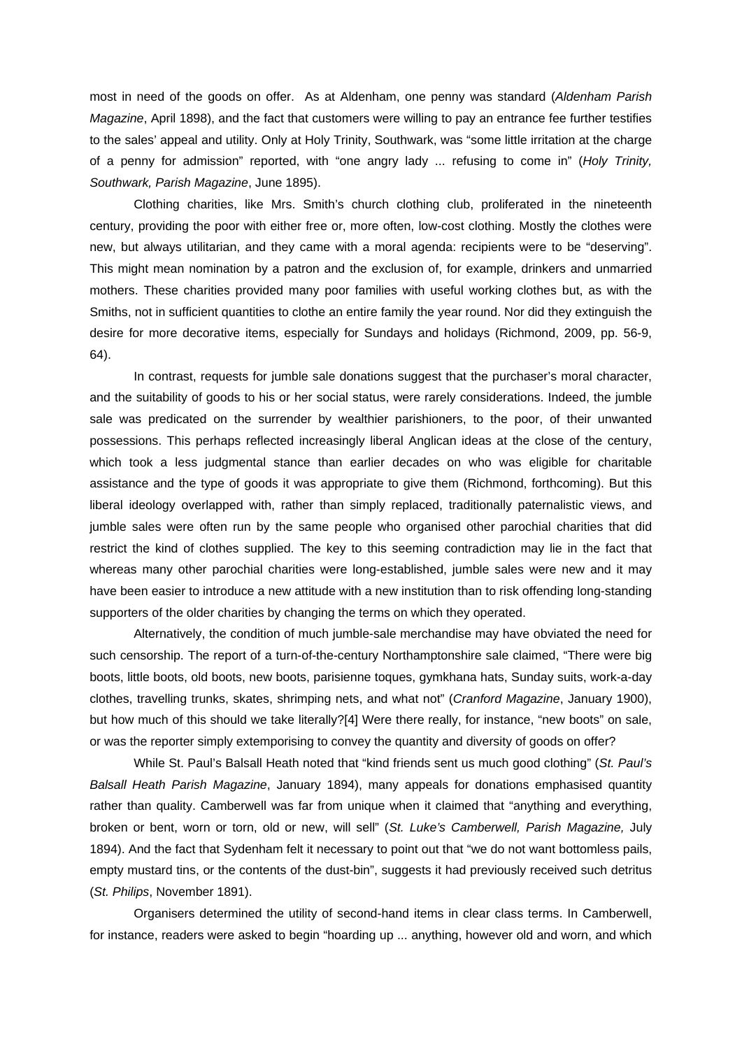most in need of the goods on offer. As at Aldenham, one penny was standard (*Aldenham Parish Magazine*, April 1898), and the fact that customers were willing to pay an entrance fee further testifies to the sales' appeal and utility. Only at Holy Trinity, Southwark, was "some little irritation at the charge of a penny for admission" reported, with "one angry lady ... refusing to come in" (*Holy Trinity, Southwark, Parish Magazine*, June 1895).

Clothing charities, like Mrs. Smith's church clothing club, proliferated in the nineteenth century, providing the poor with either free or, more often, low-cost clothing. Mostly the clothes were new, but always utilitarian, and they came with a moral agenda: recipients were to be "deserving". This might mean nomination by a patron and the exclusion of, for example, drinkers and unmarried mothers. These charities provided many poor families with useful working clothes but, as with the Smiths, not in sufficient quantities to clothe an entire family the year round. Nor did they extinguish the desire for more decorative items, especially for Sundays and holidays (Richmond, 2009, pp. 56-9, 64).

In contrast, requests for jumble sale donations suggest that the purchaser's moral character, and the suitability of goods to his or her social status, were rarely considerations. Indeed, the jumble sale was predicated on the surrender by wealthier parishioners, to the poor, of their unwanted possessions. This perhaps reflected increasingly liberal Anglican ideas at the close of the century, which took a less judgmental stance than earlier decades on who was eligible for charitable assistance and the type of goods it was appropriate to give them (Richmond, forthcoming). But this liberal ideology overlapped with, rather than simply replaced, traditionally paternalistic views, and jumble sales were often run by the same people who organised other parochial charities that did restrict the kind of clothes supplied. The key to this seeming contradiction may lie in the fact that whereas many other parochial charities were long-established, jumble sales were new and it may have been easier to introduce a new attitude with a new institution than to risk offending long-standing supporters of the older charities by changing the terms on which they operated.

Alternatively, the condition of much jumble-sale merchandise may have obviated the need for such censorship. The report of a turn-of-the-century Northamptonshire sale claimed, "There were big boots, little boots, old boots, new boots, parisienne toques, gymkhana hats, Sunday suits, work-a-day clothes, travelling trunks, skates, shrimping nets, and what not" (*Cranford Magazine*, January 1900), but how much of this should we take literally?[4] Were there really, for instance, "new boots" on sale, or was the reporter simply extemporising to convey the quantity and diversity of goods on offer?

While St. Paul's Balsall Heath noted that "kind friends sent us much good clothing" (*St. Paul's Balsall Heath Parish Magazine*, January 1894), many appeals for donations emphasised quantity rather than quality. Camberwell was far from unique when it claimed that "anything and everything, broken or bent, worn or torn, old or new, will sell" (*St. Luke's Camberwell, Parish Magazine,* July 1894). And the fact that Sydenham felt it necessary to point out that "we do not want bottomless pails, empty mustard tins, or the contents of the dust-bin", suggests it had previously received such detritus (*St. Philips*, November 1891).

Organisers determined the utility of second-hand items in clear class terms. In Camberwell, for instance, readers were asked to begin "hoarding up ... anything, however old and worn, and which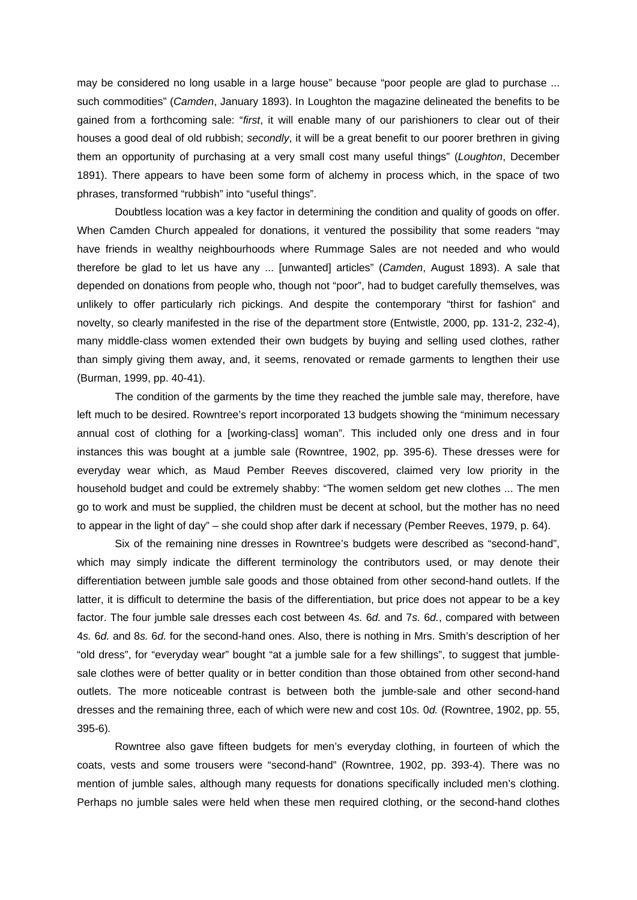may be considered no long usable in a large house" because "poor people are glad to purchase ... such commodities" (*Camden*, January 1893). In Loughton the magazine delineated the benefits to be gained from a forthcoming sale: "*first*, it will enable many of our parishioners to clear out of their houses a good deal of old rubbish; *secondly*, it will be a great benefit to our poorer brethren in giving them an opportunity of purchasing at a very small cost many useful things" (*Loughton*, December 1891). There appears to have been some form of alchemy in process which, in the space of two phrases, transformed "rubbish" into "useful things".

Doubtless location was a key factor in determining the condition and quality of goods on offer. When Camden Church appealed for donations, it ventured the possibility that some readers "may have friends in wealthy neighbourhoods where Rummage Sales are not needed and who would therefore be glad to let us have any ... [unwanted] articles" (*Camden*, August 1893). A sale that depended on donations from people who, though not "poor", had to budget carefully themselves, was unlikely to offer particularly rich pickings. And despite the contemporary "thirst for fashion" and novelty, so clearly manifested in the rise of the department store (Entwistle, 2000, pp. 131-2, 232-4), many middle-class women extended their own budgets by buying and selling used clothes, rather than simply giving them away, and, it seems, renovated or remade garments to lengthen their use (Burman, 1999, pp. 40-41).

The condition of the garments by the time they reached the jumble sale may, therefore, have left much to be desired. Rowntree's report incorporated 13 budgets showing the "minimum necessary annual cost of clothing for a [working-class] woman". This included only one dress and in four instances this was bought at a jumble sale (Rowntree, 1902, pp. 395-6). These dresses were for everyday wear which, as Maud Pember Reeves discovered, claimed very low priority in the household budget and could be extremely shabby: "The women seldom get new clothes ... The men go to work and must be supplied, the children must be decent at school, but the mother has no need to appear in the light of day" – she could shop after dark if necessary (Pember Reeves, 1979, p. 64).

Six of the remaining nine dresses in Rowntree's budgets were described as "second-hand", which may simply indicate the different terminology the contributors used, or may denote their differentiation between jumble sale goods and those obtained from other second-hand outlets. If the latter, it is difficult to determine the basis of the differentiation, but price does not appear to be a key factor. The four jumble sale dresses each cost between 4*s.* 6*d.* and 7*s.* 6*d.*, compared with between 4*s.* 6*d.* and 8*s.* 6*d.* for the second-hand ones. Also, there is nothing in Mrs. Smith's description of her "old dress", for "everyday wear" bought "at a jumble sale for a few shillings", to suggest that jumble-sale clothes were of better quality or in better condition than those obtained from other second-hand outlets. The more noticeable contrast is between both the jumble-sale and other second-hand dresses and the remaining three, each of which were new and cost 10*s.* 0*d.* (Rowntree, 1902, pp. 55, 395-6).

Rowntree also gave fifteen budgets for men's everyday clothing, in fourteen of which the coats, vests and some trousers were "second-hand" (Rowntree, 1902, pp. 393-4). There was no mention of jumble sales, although many requests for donations specifically included men's clothing. Perhaps no jumble sales were held when these men required clothing, or the second-hand clothes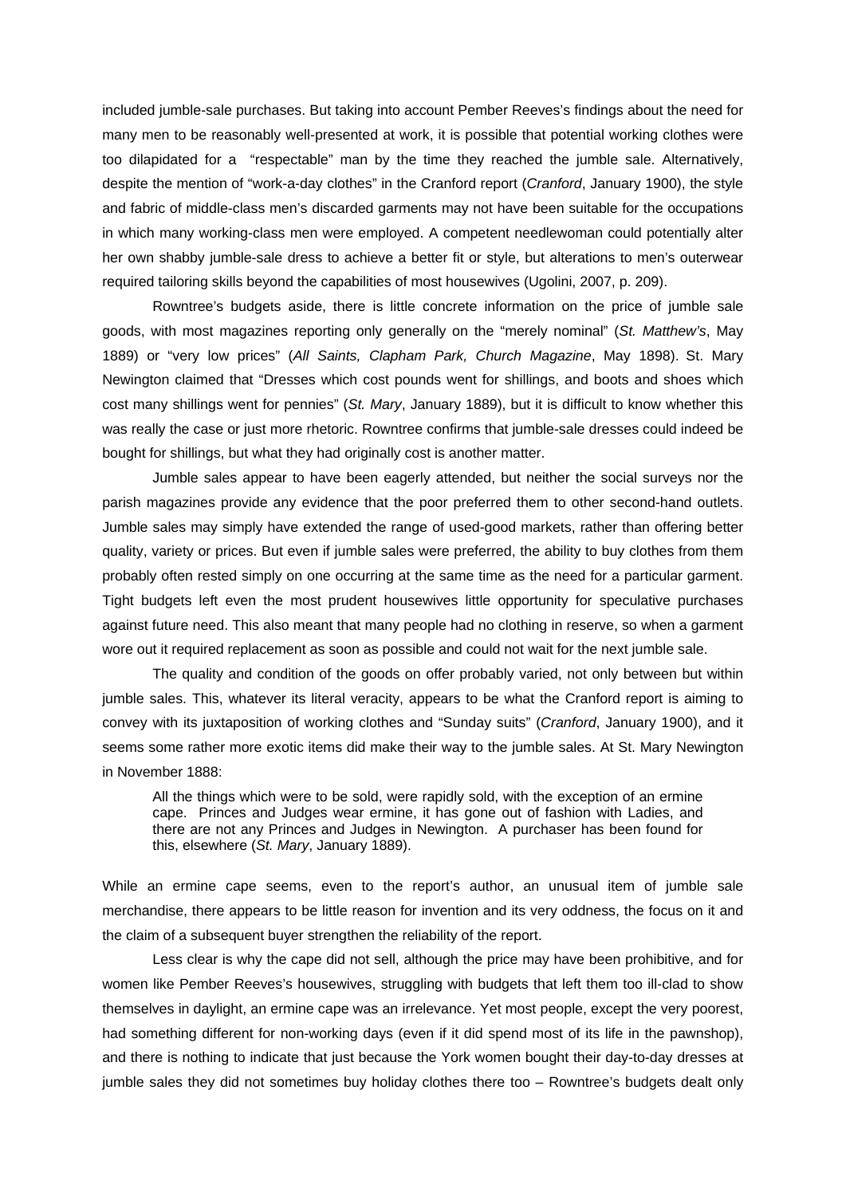included jumble-sale purchases. But taking into account Pember Reeves's findings about the need for many men to be reasonably well-presented at work, it is possible that potential working clothes were too dilapidated for a "respectable" man by the time they reached the jumble sale. Alternatively, despite the mention of "work-a-day clothes" in the Cranford report (*Cranford*, January 1900), the style and fabric of middle-class men's discarded garments may not have been suitable for the occupations in which many working-class men were employed. A competent needlewoman could potentially alter her own shabby jumble-sale dress to achieve a better fit or style, but alterations to men's outerwear required tailoring skills beyond the capabilities of most housewives (Ugolini, 2007, p. 209).

Rowntree's budgets aside, there is little concrete information on the price of jumble sale goods, with most magazines reporting only generally on the "merely nominal" (*St. Matthew's*, May 1889) or "very low prices" (*All Saints, Clapham Park, Church Magazine*, May 1898). St. Mary Newington claimed that "Dresses which cost pounds went for shillings, and boots and shoes which cost many shillings went for pennies" (*St. Mary*, January 1889), but it is difficult to know whether this was really the case or just more rhetoric. Rowntree confirms that jumble-sale dresses could indeed be bought for shillings, but what they had originally cost is another matter.

Jumble sales appear to have been eagerly attended, but neither the social surveys nor the parish magazines provide any evidence that the poor preferred them to other second-hand outlets. Jumble sales may simply have extended the range of used-good markets, rather than offering better quality, variety or prices. But even if jumble sales were preferred, the ability to buy clothes from them probably often rested simply on one occurring at the same time as the need for a particular garment. Tight budgets left even the most prudent housewives little opportunity for speculative purchases against future need. This also meant that many people had no clothing in reserve, so when a garment wore out it required replacement as soon as possible and could not wait for the next jumble sale.

The quality and condition of the goods on offer probably varied, not only between but within jumble sales. This, whatever its literal veracity, appears to be what the Cranford report is aiming to convey with its juxtaposition of working clothes and "Sunday suits" (*Cranford*, January 1900), and it seems some rather more exotic items did make their way to the jumble sales. At St. Mary Newington in November 1888:

> All the things which were to be sold, were rapidly sold, with the exception of an ermine cape. Princes and Judges wear ermine, it has gone out of fashion with Ladies, and there are not any Princes and Judges in Newington. A purchaser has been found for this, elsewhere (*St. Mary*, January 1889).

While an ermine cape seems, even to the report's author, an unusual item of jumble sale merchandise, there appears to be little reason for invention and its very oddness, the focus on it and the claim of a subsequent buyer strengthen the reliability of the report.

Less clear is why the cape did not sell, although the price may have been prohibitive, and for women like Pember Reeves's housewives, struggling with budgets that left them too ill-clad to show themselves in daylight, an ermine cape was an irrelevance. Yet most people, except the very poorest, had something different for non-working days (even if it did spend most of its life in the pawnshop), and there is nothing to indicate that just because the York women bought their day-to-day dresses at jumble sales they did not sometimes buy holiday clothes there too – Rowntree's budgets dealt only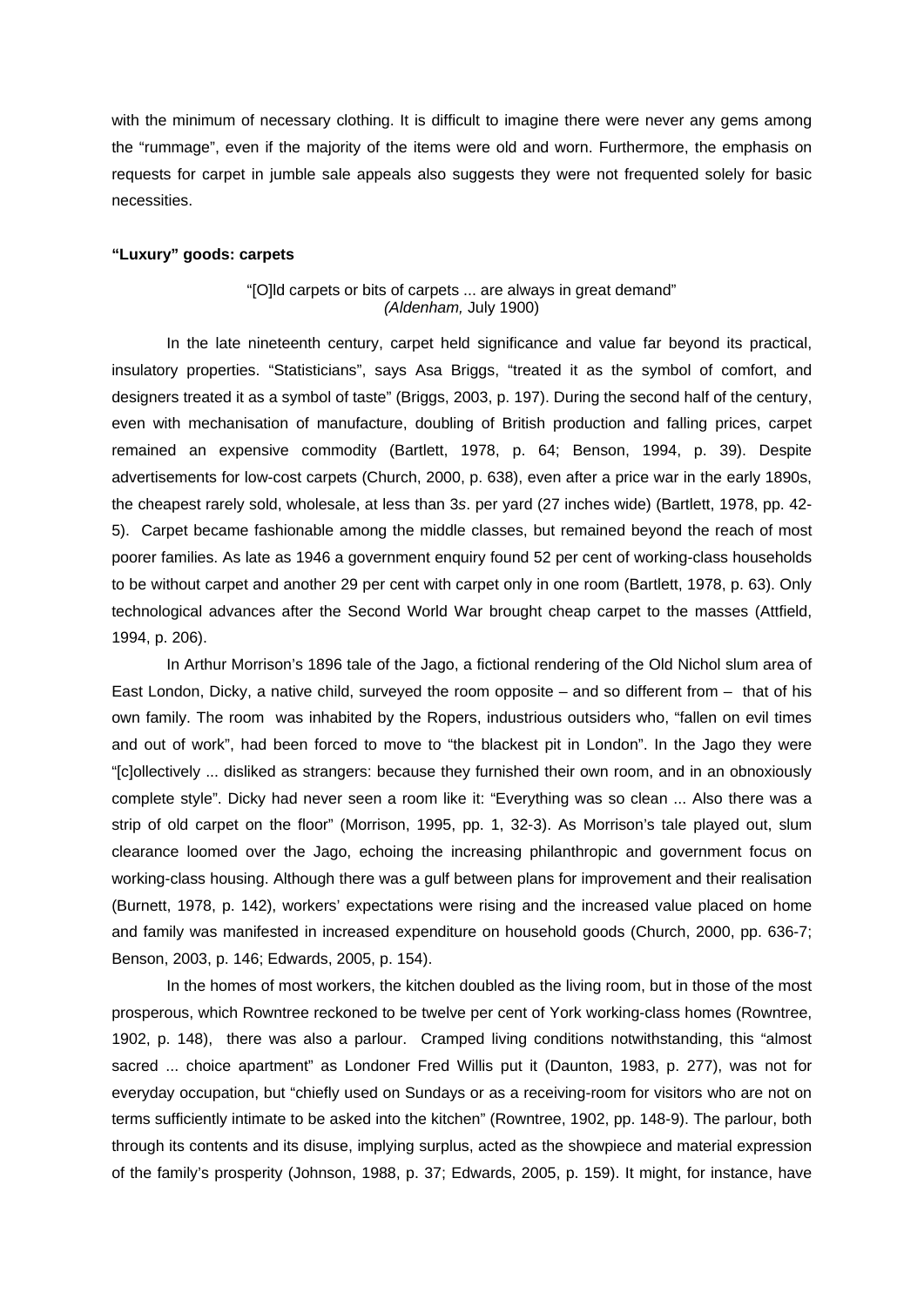with the minimum of necessary clothing. It is difficult to imagine there were never any gems among the "rummage", even if the majority of the items were old and worn. Furthermore, the emphasis on requests for carpet in jumble sale appeals also suggests they were not frequented solely for basic necessities.

**"Luxury" goods: carpets**

"[O]ld carpets or bits of carpets ... are always in great demand"
*(Aldenham,* July 1900)

In the late nineteenth century, carpet held significance and value far beyond its practical, insulatory properties. "Statisticians", says Asa Briggs, "treated it as the symbol of comfort, and designers treated it as a symbol of taste" (Briggs, 2003, p. 197). During the second half of the century, even with mechanisation of manufacture, doubling of British production and falling prices, carpet remained an expensive commodity (Bartlett, 1978, p. 64; Benson, 1994, p. 39). Despite advertisements for low-cost carpets (Church, 2000, p. 638), even after a price war in the early 1890s, the cheapest rarely sold, wholesale, at less than 3*s*. per yard (27 inches wide) (Bartlett, 1978, pp. 42-5). Carpet became fashionable among the middle classes, but remained beyond the reach of most poorer families. As late as 1946 a government enquiry found 52 per cent of working-class households to be without carpet and another 29 per cent with carpet only in one room (Bartlett, 1978, p. 63). Only technological advances after the Second World War brought cheap carpet to the masses (Attfield, 1994, p. 206).

In Arthur Morrison's 1896 tale of the Jago, a fictional rendering of the Old Nichol slum area of East London, Dicky, a native child, surveyed the room opposite – and so different from – that of his own family. The room was inhabited by the Ropers, industrious outsiders who, "fallen on evil times and out of work", had been forced to move to "the blackest pit in London". In the Jago they were "[c]ollectively ... disliked as strangers: because they furnished their own room, and in an obnoxiously complete style". Dicky had never seen a room like it: "Everything was so clean ... Also there was a strip of old carpet on the floor" (Morrison, 1995, pp. 1, 32-3). As Morrison's tale played out, slum clearance loomed over the Jago, echoing the increasing philanthropic and government focus on working-class housing. Although there was a gulf between plans for improvement and their realisation (Burnett, 1978, p. 142), workers' expectations were rising and the increased value placed on home and family was manifested in increased expenditure on household goods (Church, 2000, pp. 636-7; Benson, 2003, p. 146; Edwards, 2005, p. 154).

In the homes of most workers, the kitchen doubled as the living room, but in those of the most prosperous, which Rowntree reckoned to be twelve per cent of York working-class homes (Rowntree, 1902, p. 148), there was also a parlour. Cramped living conditions notwithstanding, this "almost sacred ... choice apartment" as Londoner Fred Willis put it (Daunton, 1983, p. 277), was not for everyday occupation, but "chiefly used on Sundays or as a receiving-room for visitors who are not on terms sufficiently intimate to be asked into the kitchen" (Rowntree, 1902, pp. 148-9). The parlour, both through its contents and its disuse, implying surplus, acted as the showpiece and material expression of the family's prosperity (Johnson, 1988, p. 37; Edwards, 2005, p. 159). It might, for instance, have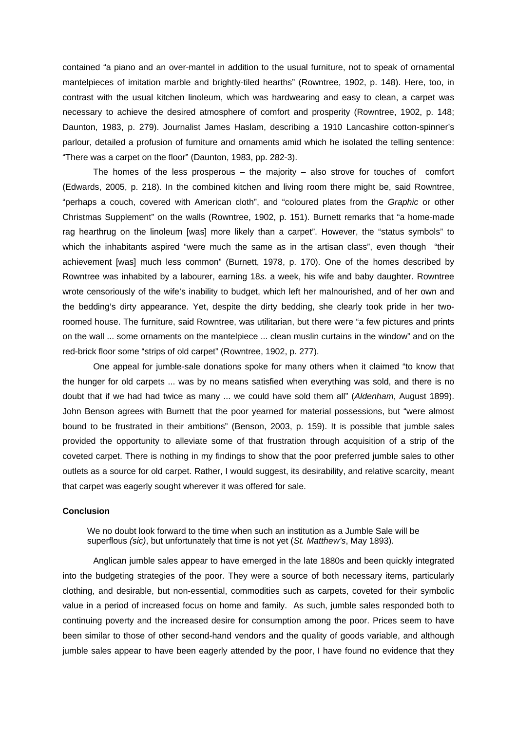contained "a piano and an over-mantel in addition to the usual furniture, not to speak of ornamental mantelpieces of imitation marble and brightly-tiled hearths" (Rowntree, 1902, p. 148). Here, too, in contrast with the usual kitchen linoleum, which was hardwearing and easy to clean, a carpet was necessary to achieve the desired atmosphere of comfort and prosperity (Rowntree, 1902, p. 148; Daunton, 1983, p. 279). Journalist James Haslam, describing a 1910 Lancashire cotton-spinner's parlour, detailed a profusion of furniture and ornaments amid which he isolated the telling sentence: "There was a carpet on the floor" (Daunton, 1983, pp. 282-3).

The homes of the less prosperous – the majority – also strove for touches of comfort (Edwards, 2005, p. 218). In the combined kitchen and living room there might be, said Rowntree, "perhaps a couch, covered with American cloth", and "coloured plates from the *Graphic* or other Christmas Supplement" on the walls (Rowntree, 1902, p. 151). Burnett remarks that "a home-made rag hearthrug on the linoleum [was] more likely than a carpet". However, the "status symbols" to which the inhabitants aspired "were much the same as in the artisan class", even though "their achievement [was] much less common" (Burnett, 1978, p. 170). One of the homes described by Rowntree was inhabited by a labourer, earning 18*s.* a week, his wife and baby daughter. Rowntree wrote censoriously of the wife's inability to budget, which left her malnourished, and of her own and the bedding's dirty appearance. Yet, despite the dirty bedding, she clearly took pride in her two-roomed house. The furniture, said Rowntree, was utilitarian, but there were "a few pictures and prints on the wall ... some ornaments on the mantelpiece ... clean muslin curtains in the window" and on the red-brick floor some "strips of old carpet" (Rowntree, 1902, p. 277).

One appeal for jumble-sale donations spoke for many others when it claimed "to know that the hunger for old carpets ... was by no means satisfied when everything was sold, and there is no doubt that if we had had twice as many ... we could have sold them all" (*Aldenham*, August 1899). John Benson agrees with Burnett that the poor yearned for material possessions, but "were almost bound to be frustrated in their ambitions" (Benson, 2003, p. 159). It is possible that jumble sales provided the opportunity to alleviate some of that frustration through acquisition of a strip of the coveted carpet. There is nothing in my findings to show that the poor preferred jumble sales to other outlets as a source for old carpet. Rather, I would suggest, its desirability, and relative scarcity, meant that carpet was eagerly sought wherever it was offered for sale.

**Conclusion**

> We no doubt look forward to the time when such an institution as a Jumble Sale will be superflous *(sic)*, but unfortunately that time is not yet (*St. Matthew's*, May 1893).

Anglican jumble sales appear to have emerged in the late 1880s and been quickly integrated into the budgeting strategies of the poor. They were a source of both necessary items, particularly clothing, and desirable, but non-essential, commodities such as carpets, coveted for their symbolic value in a period of increased focus on home and family. As such, jumble sales responded both to continuing poverty and the increased desire for consumption among the poor. Prices seem to have been similar to those of other second-hand vendors and the quality of goods variable, and although jumble sales appear to have been eagerly attended by the poor, I have found no evidence that they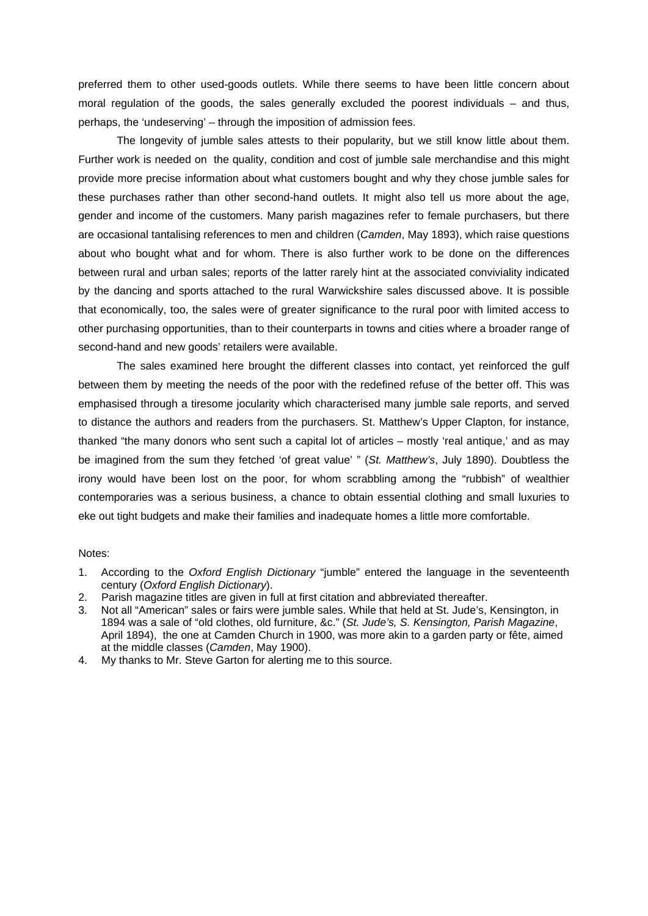preferred them to other used-goods outlets. While there seems to have been little concern about moral regulation of the goods, the sales generally excluded the poorest individuals – and thus, perhaps, the 'undeserving' – through the imposition of admission fees.

The longevity of jumble sales attests to their popularity, but we still know little about them. Further work is needed on the quality, condition and cost of jumble sale merchandise and this might provide more precise information about what customers bought and why they chose jumble sales for these purchases rather than other second-hand outlets. It might also tell us more about the age, gender and income of the customers. Many parish magazines refer to female purchasers, but there are occasional tantalising references to men and children (*Camden*, May 1893), which raise questions about who bought what and for whom. There is also further work to be done on the differences between rural and urban sales; reports of the latter rarely hint at the associated conviviality indicated by the dancing and sports attached to the rural Warwickshire sales discussed above. It is possible that economically, too, the sales were of greater significance to the rural poor with limited access to other purchasing opportunities, than to their counterparts in towns and cities where a broader range of second-hand and new goods' retailers were available.

The sales examined here brought the different classes into contact, yet reinforced the gulf between them by meeting the needs of the poor with the redefined refuse of the better off. This was emphasised through a tiresome jocularity which characterised many jumble sale reports, and served to distance the authors and readers from the purchasers. St. Matthew's Upper Clapton, for instance, thanked "the many donors who sent such a capital lot of articles – mostly 'real antique,' and as may be imagined from the sum they fetched 'of great value' " (*St. Matthew's*, July 1890). Doubtless the irony would have been lost on the poor, for whom scrabbling among the "rubbish" of wealthier contemporaries was a serious business, a chance to obtain essential clothing and small luxuries to eke out tight budgets and make their families and inadequate homes a little more comfortable.

Notes:

1. According to the *Oxford English Dictionary* "jumble" entered the language in the seventeenth century (*Oxford English Dictionary*).
2. Parish magazine titles are given in full at first citation and abbreviated thereafter.
3. Not all "American" sales or fairs were jumble sales. While that held at St. Jude's, Kensington, in 1894 was a sale of "old clothes, old furniture, &c." (*St. Jude's, S. Kensington, Parish Magazine*, April 1894), the one at Camden Church in 1900, was more akin to a garden party or fête, aimed at the middle classes (*Camden*, May 1900).
4. My thanks to Mr. Steve Garton for alerting me to this source.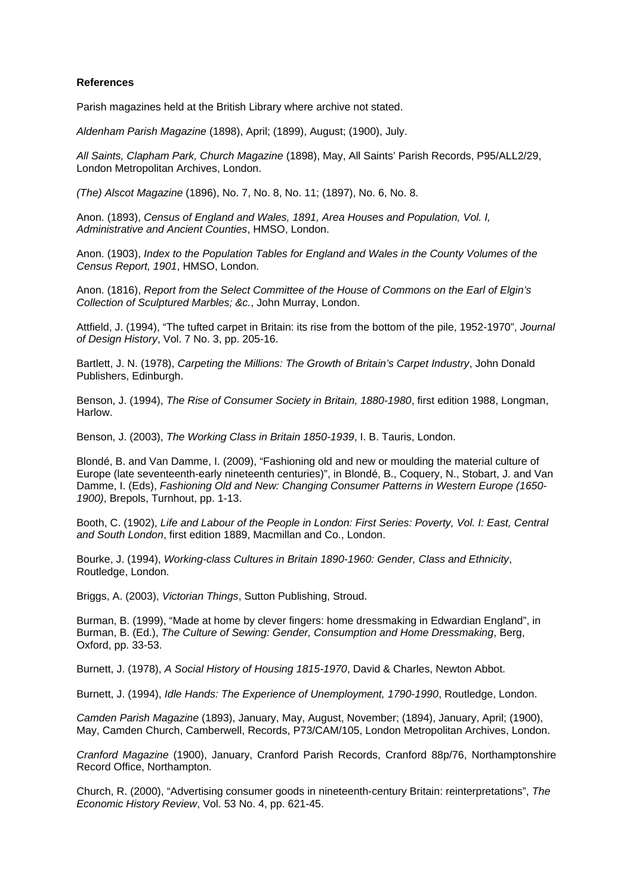**References**

Parish magazines held at the British Library where archive not stated.

*Aldenham Parish Magazine* (1898), April; (1899), August; (1900), July.

*All Saints, Clapham Park, Church Magazine* (1898), May, All Saints' Parish Records, P95/ALL2/29, London Metropolitan Archives, London.

*(The) Alscot Magazine* (1896), No. 7, No. 8, No. 11; (1897), No. 6, No. 8.

Anon. (1893), *Census of England and Wales, 1891, Area Houses and Population, Vol. I, Administrative and Ancient Counties*, HMSO, London.

Anon. (1903), *Index to the Population Tables for England and Wales in the County Volumes of the Census Report, 1901*, HMSO, London.

Anon. (1816), *Report from the Select Committee of the House of Commons on the Earl of Elgin's Collection of Sculptured Marbles; &c.*, John Murray, London.

Attfield, J. (1994), "The tufted carpet in Britain: its rise from the bottom of the pile, 1952-1970", *Journal of Design History*, Vol. 7 No. 3, pp. 205-16.

Bartlett, J. N. (1978), *Carpeting the Millions: The Growth of Britain's Carpet Industry*, John Donald Publishers, Edinburgh.

Benson, J. (1994), *The Rise of Consumer Society in Britain, 1880-1980*, first edition 1988, Longman, Harlow.

Benson, J. (2003), *The Working Class in Britain 1850-1939*, I. B. Tauris, London.

Blondé, B. and Van Damme, I. (2009), "Fashioning old and new or moulding the material culture of Europe (late seventeenth-early nineteenth centuries)", in Blondé, B., Coquery, N., Stobart, J. and Van Damme, I. (Eds), *Fashioning Old and New: Changing Consumer Patterns in Western Europe (1650-1900)*, Brepols, Turnhout, pp. 1-13.

Booth, C. (1902), *Life and Labour of the People in London: First Series: Poverty, Vol. I: East, Central and South London*, first edition 1889, Macmillan and Co., London.

Bourke, J. (1994), *Working-class Cultures in Britain 1890-1960: Gender, Class and Ethnicity*, Routledge, London.

Briggs, A. (2003), *Victorian Things*, Sutton Publishing, Stroud.

Burman, B. (1999), "Made at home by clever fingers: home dressmaking in Edwardian England", in Burman, B. (Ed.), *The Culture of Sewing: Gender, Consumption and Home Dressmaking*, Berg, Oxford, pp. 33-53.

Burnett, J. (1978), *A Social History of Housing 1815-1970*, David & Charles, Newton Abbot.

Burnett, J. (1994), *Idle Hands: The Experience of Unemployment, 1790-1990*, Routledge, London.

*Camden Parish Magazine* (1893), January, May, August, November; (1894), January, April; (1900), May, Camden Church, Camberwell, Records, P73/CAM/105, London Metropolitan Archives, London.

*Cranford Magazine* (1900), January, Cranford Parish Records, Cranford 88p/76, Northamptonshire Record Office, Northampton.

Church, R. (2000), "Advertising consumer goods in nineteenth-century Britain: reinterpretations", *The Economic History Review*, Vol. 53 No. 4, pp. 621-45.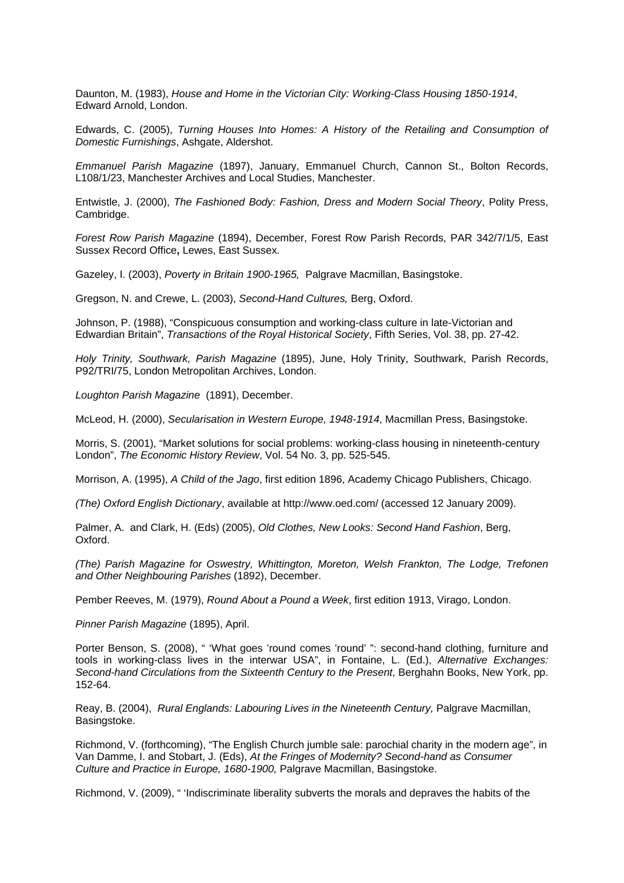Daunton, M. (1983), *House and Home in the Victorian City: Working-Class Housing 1850-1914*, Edward Arnold, London.

Edwards, C. (2005), *Turning Houses Into Homes: A History of the Retailing and Consumption of Domestic Furnishings*, Ashgate, Aldershot.

*Emmanuel Parish Magazine* (1897), January, Emmanuel Church, Cannon St., Bolton Records, L108/1/23, Manchester Archives and Local Studies, Manchester.

Entwistle, J. (2000), *The Fashioned Body: Fashion, Dress and Modern Social Theory*, Polity Press, Cambridge.

*Forest Row Parish Magazine* (1894), December, Forest Row Parish Records, PAR 342/7/1/5, East Sussex Record Office**,** Lewes, East Sussex.

Gazeley, I. (2003), *Poverty in Britain 1900-1965,* Palgrave Macmillan, Basingstoke.

Gregson, N. and Crewe, L. (2003), *Second-Hand Cultures,* Berg, Oxford.

Johnson, P. (1988), "Conspicuous consumption and working-class culture in late-Victorian and Edwardian Britain", *Transactions of the Royal Historical Society*, Fifth Series, Vol. 38, pp. 27-42.

*Holy Trinity, Southwark, Parish Magazine* (1895), June, Holy Trinity, Southwark, Parish Records, P92/TRI/75, London Metropolitan Archives, London.

*Loughton Parish Magazine* (1891), December.

McLeod, H. (2000), *Secularisation in Western Europe, 1948-1914*, Macmillan Press, Basingstoke.

Morris, S. (2001), "Market solutions for social problems: working-class housing in nineteenth-century London", *The Economic History Review*, Vol. 54 No. 3, pp. 525-545.

Morrison, A. (1995), *A Child of the Jago*, first edition 1896, Academy Chicago Publishers, Chicago.

*(The) Oxford English Dictionary*, available at http://www.oed.com/ (accessed 12 January 2009).

Palmer, A. and Clark, H. (Eds) (2005), *Old Clothes, New Looks: Second Hand Fashion*, Berg, Oxford.

*(The) Parish Magazine for Oswestry, Whittington, Moreton, Welsh Frankton, The Lodge, Trefonen and Other Neighbouring Parishes* (1892), December.

Pember Reeves, M. (1979), *Round About a Pound a Week*, first edition 1913, Virago, London.

*Pinner Parish Magazine* (1895), April.

Porter Benson, S. (2008), " 'What goes 'round comes 'round' ": second-hand clothing, furniture and tools in working-class lives in the interwar USA", in Fontaine, L. (Ed.), *Alternative Exchanges: Second-hand Circulations from the Sixteenth Century to the Present*, Berghahn Books, New York, pp. 152-64.

Reay, B. (2004), *Rural Englands: Labouring Lives in the Nineteenth Century,* Palgrave Macmillan, Basingstoke.

Richmond, V. (forthcoming), "The English Church jumble sale: parochial charity in the modern age", in Van Damme, I. and Stobart, J. (Eds), *At the Fringes of Modernity? Second-hand as Consumer Culture and Practice in Europe, 1680-1900,* Palgrave Macmillan, Basingstoke.

Richmond, V. (2009), " 'Indiscriminate liberality subverts the morals and depraves the habits of the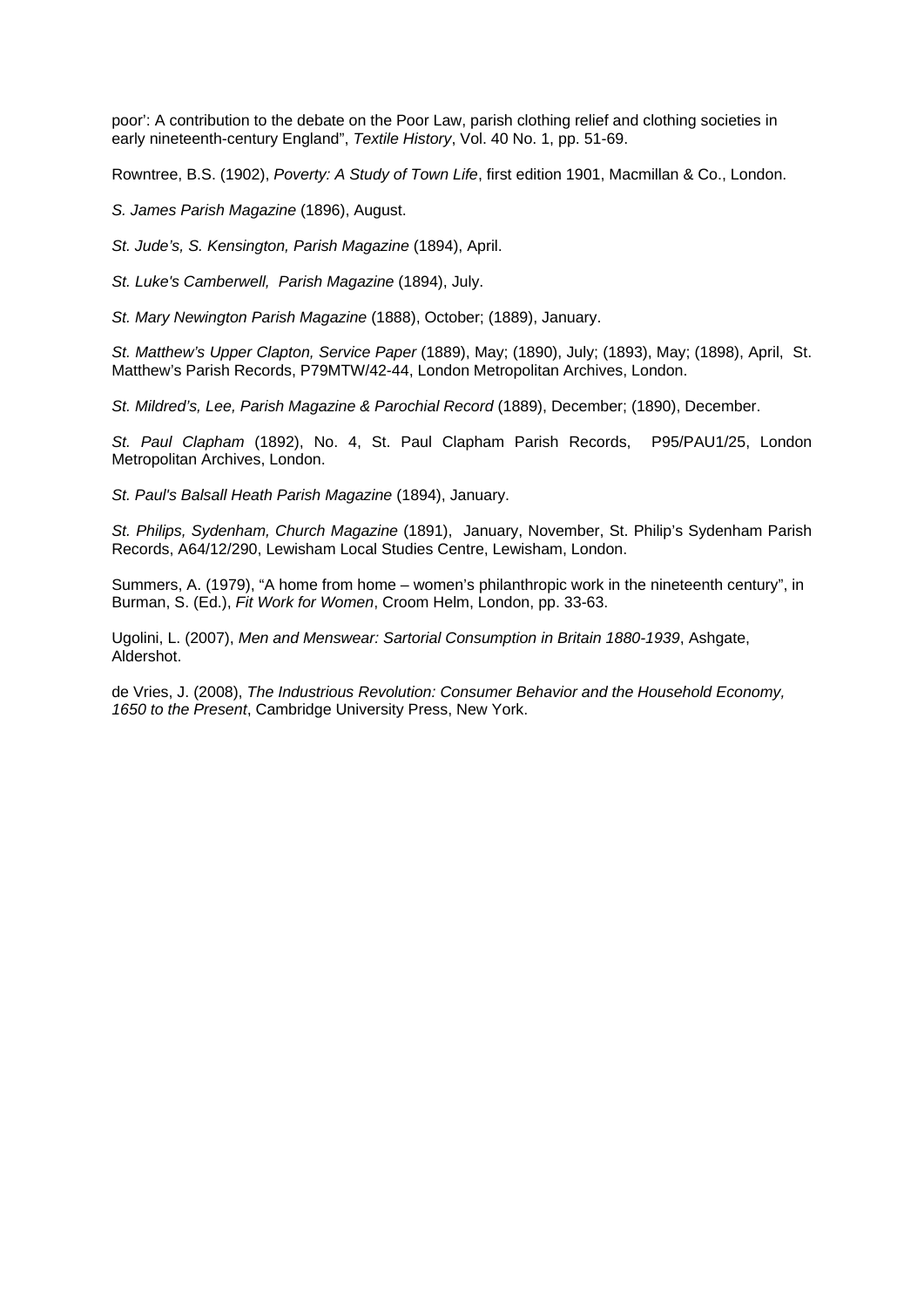poor': A contribution to the debate on the Poor Law, parish clothing relief and clothing societies in early nineteenth-century England", *Textile History*, Vol. 40 No. 1, pp. 51-69.

Rowntree, B.S. (1902), *Poverty: A Study of Town Life*, first edition 1901, Macmillan & Co., London.

*S. James Parish Magazine* (1896), August.

*St. Jude's, S. Kensington, Parish Magazine* (1894), April.

*St. Luke's Camberwell, Parish Magazine* (1894), July.

*St. Mary Newington Parish Magazine* (1888), October; (1889), January.

*St. Matthew's Upper Clapton, Service Paper* (1889), May; (1890), July; (1893), May; (1898), April, St. Matthew's Parish Records, P79MTW/42-44, London Metropolitan Archives, London.

*St. Mildred's, Lee, Parish Magazine & Parochial Record* (1889), December; (1890), December.

*St. Paul Clapham* (1892), No. 4, St. Paul Clapham Parish Records, P95/PAU1/25, London Metropolitan Archives, London.

*St. Paul's Balsall Heath Parish Magazine* (1894), January.

*St. Philips, Sydenham, Church Magazine* (1891), January, November, St. Philip's Sydenham Parish Records, A64/12/290, Lewisham Local Studies Centre, Lewisham, London.

Summers, A. (1979), "A home from home – women's philanthropic work in the nineteenth century", in Burman, S. (Ed.), *Fit Work for Women*, Croom Helm, London, pp. 33-63.

Ugolini, L. (2007), *Men and Menswear: Sartorial Consumption in Britain 1880-1939*, Ashgate, Aldershot.

de Vries, J. (2008), *The Industrious Revolution: Consumer Behavior and the Household Economy, 1650 to the Present*, Cambridge University Press, New York.